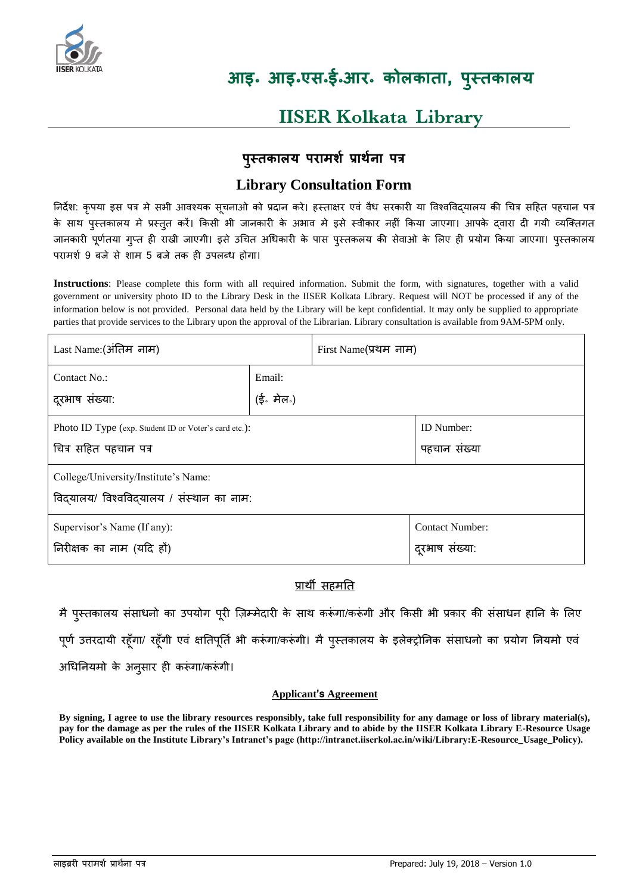# आइ॰ आइ.एस.ई.आर॰ कोलकाता, पुस्तकालय

# IISER Kolkata Library

## पुस्तकालय परामर्श प्रार्थना पत्र

## Library Consultation Form

निर्देश: कृपया इस पत्र मे सभी आवश्यक सूचनाओ को प्रदान करे। हस्ताक्षर एवं वैध सरकारी या विश्वविद्यालय की चित्र सहित पहचान पत्र के साथ पुस्तकालय मे प्रस्तुत करें। किसी भी जानकारी के अभाव मे इसे स्वीकार नहीं किया जाएगा। आपके द्वारा दी गयी व्यक्तिगत जानकारी पूर्णतया गुप्त ही राखी जाएगी। इसे उचित अधिकारी के पास पुस्तकलय की सेवाओ के लिए ही प्रयोग किया जाएगा। पुस्तकालय परामर्श 9 बजे से शाम 5 बजे तक ही उपलब्ध होगा।

**Instructions**: Please complete this form with all required information. Submit the form, with signatures, together with a valid government or university photo ID to the Library Desk in the IISER Kolkata Library. Request will NOT be processed if any of the information below is not provided. Personal data held by the Library will be kept confidential. It may only be supplied to appropriate parties that provide services to the Library upon the approval of the Librarian. Library consultation is available from 9AM-5PM only.

| | | |
|---|---|---|
| Last Name:(अंतिम नाम) | First Name(प्रथम नाम) | |
| Contact No.: दूरभाष संख्या: | Email: (ई॰ मेल॰) | |
| Photo ID Type (exp. Student ID or Voter's card etc.): चित्र सहित पहचान पत्र | | ID Number: पहचान संख्या |
| College/University/Institute's Name: विद्यालय/ विश्वविद्यालय / संस्थान का नाम: | | |
| Supervisor's Name (If any): निरीक्षक का नाम (यदि हों) | | Contact Number: दूरभाष संख्या: |

<u>प्रार्थी सहमति</u>

मै पुस्तकालय संसाधनो का उपयोग पूरी ज़िम्मेदारी के साथ करूंगा/करूंगी और किसी भी प्रकार की संसाधन हानि के लिए पूर्ण उत्तरदायी रहूँगा/ रहूँगी एवं क्षतिपूर्ति भी करूंगा/करूंगी। मै पुस्तकालय के इलेक्ट्रोनिक संसाधनो का प्रयोग नियमो एवं अधिनियमो के अनुसार ही करूंगा/करूंगी।

**<u>Applicant's Agreement</u>**

**By signing, I agree to use the library resources responsibly, take full responsibility for any damage or loss of library material(s), pay for the damage as per the rules of the IISER Kolkata Library and to abide by the IISER Kolkata Library E-Resource Usage Policy available on the Institute Library's Intranet's page (http://intranet.iiserkol.ac.in/wiki/Library:E-Resource_Usage_Policy).**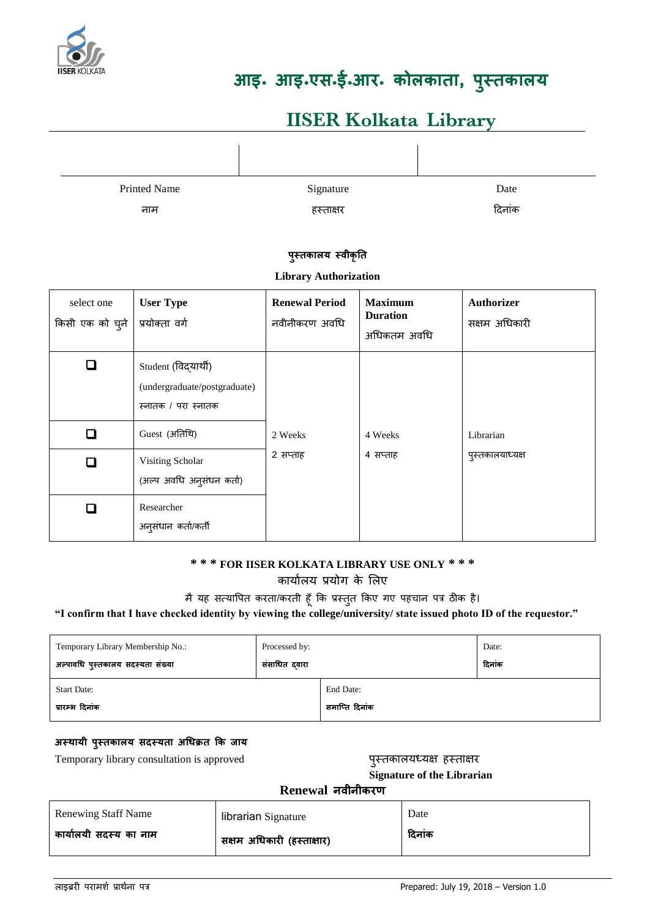# आइ. आइ.एस.ई.आर. कोलकाता, पुस्तकालय

# IISER Kolkata Library

| | | |
|---|---|---|
| | | |
| Printed Name<br>नाम | Signature<br>हस्ताक्षर | Date<br>दिनांक |

**पुस्तकालय स्वीकृति**

**Library Authorization**

| select one<br>किसी एक को चुने | **User Type**<br>प्रयोक्ता वर्ग | **Renewal Period**<br>नवीनीकरण अवधि | **Maximum Duration**<br>अधिकतम अवधि | **Authorizer**<br>सक्षम अधिकारी |
|---|---|---|---|---|
| ❑ | Student (विद्यार्थी)<br>(undergraduate/postgraduate)<br>स्नातक / परा स्नातक | 2 Weeks<br>2 सप्ताह | 4 Weeks<br>4 सप्ताह | Librarian<br>पुस्तकालयाध्यक्ष |
| ❑ | Guest (अतिथि) | | | |
| ❑ | Visiting Scholar<br>(अल्प अवधि अनुसंधान कर्ता) | | | |
| ❑ | Researcher<br>अनुसंधान कर्ता/कर्ती | | | |

**\* \* \* FOR IISER KOLKATA LIBRARY USE ONLY \* \* \***

कार्यालय प्रयोग के लिए

मै यह सत्यापित करता/करती हूँ कि प्रस्तुत किए गए पहचान पत्र ठीक है।

**"I confirm that I have checked identity by viewing the college/university/ state issued photo ID of the requestor."**

| | | |
|---|---|---|
| Temporary Library Membership No.:<br>**अल्पावधि पुस्तकालय सदस्यता संख्या** | Processed by:<br>**संसाधित द्वारा** | Date:<br>**दिनांक** |
| Start Date:<br>**प्रारम्भ दिनांक** | End Date:<br>**समाप्ति दिनांक** | |

**अस्थायी पुस्तकालय सदस्यता अधिकृत कि जाय**

Temporary library consultation is approved

पुस्तकालयध्यक्ष हस्ताक्षर

**Signature of the Librarian**

**Renewal नवीनीकरण**

| | | |
|---|---|---|
| Renewing Staff Name<br>**कार्यालयी सदस्य का नाम** | librarian Signature<br>**सक्षम अधिकारी (हस्ताक्षार)** | Date<br>**दिनांक** |

लाइब्रेरी परामर्श प्रार्थना पत्र

Prepared: July 19, 2018 – Version 1.0